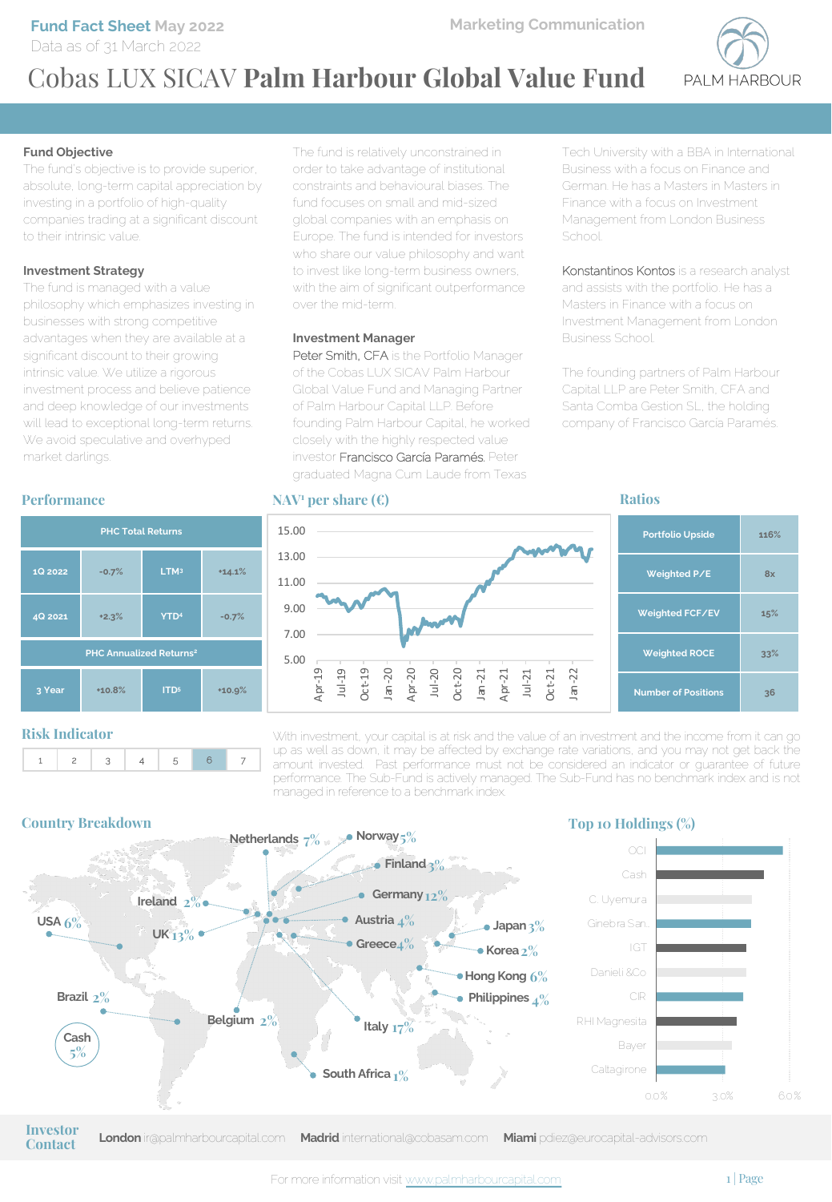Fund Fact Sheet May 2022
Data as of 31 March 2022

Marketing Communication

# Cobas LUX SICAV **Palm Harbour Global Value Fund**

PALM HARBOUR

### Fund Objective

The fund's objective is to provide superior, absolute, long-term capital appreciation by investing in a portfolio of high-quality companies trading at a significant discount to their intrinsic value.

### Investment Strategy

The fund is managed with a value philosophy which emphasizes investing in businesses with strong competitive advantages when they are available at a significant discount to their growing intrinsic value. We utilize a rigorous investment process and believe patience and deep knowledge of our investments will lead to exceptional long-term returns. We avoid speculative and overhyped market darlings.

The fund is relatively unconstrained in order to take advantage of institutional constraints and behavioural biases. The fund focuses on small and mid-sized global companies with an emphasis on Europe. The fund is intended for investors who share our value philosophy and want to invest like long-term business owners, with the aim of significant outperformance over the mid-term.

### Investment Manager

Peter Smith, CFA is the Portfolio Manager of the Cobas LUX SICAV Palm Harbour Global Value Fund and Managing Partner of Palm Harbour Capital LLP. Before founding Palm Harbour Capital, he worked closely with the highly respected value investor Francisco García Paramés. Peter graduated Magna Cum Laude from Texas Tech University with a BBA in International Business with a focus on Finance and German. He has a Masters in Masters in Finance with a focus on Investment Management from London Business School.

Konstantinos Kontos is a research analyst and assists with the portfolio. He has a Masters in Finance with a focus on Investment Management from London Business School.

The founding partners of Palm Harbour Capital LLP are Peter Smith, CFA and Santa Comba Gestion SL, the holding company of Francisco García Paramés.

## Performance

| PHC Total Returns | | | |
|---|---|---|---|
| 1Q 2022 | -0.7% | LTM[3] | +14.1% |
| 4Q 2021 | +2.3% | YTD[4] | -0.7% |
| **PHC Annualized Returns[2]** | | | |
| 3 Year | +10.8% | ITD[5] | +10.9% |

## NAV[1] per share (€)

## Ratios

| Ratio | Value |
|---|---|
| Portfolio Upside | 116% |
| Weighted P/E | 8x |
| Weighted FCF/EV | 15% |
| Weighted ROCE | 33% |
| Number of Positions | 36 |

## Risk Indicator

| 1 | 2 | 3 | 4 | 5 | **6** | 7 |
|---|---|---|---|---|---|---|

With investment, your capital is at risk and the value of an investment and the income from it can go up as well as down, it may be affected by exchange rate variations, and you may not get back the amount invested. Past performance must not be considered an indicator or guarantee of future performance. The Sub-Fund is actively managed. The Sub-Fund has no benchmark index and is not managed in reference to a benchmark index.

## Country Breakdown

| Country | Weight |
|---|---|
| Netherlands | 7% |
| Norway | 5% |
| Finland | 3% |
| Germany | 12% |
| Ireland | 2% |
| USA | 6% |
| UK | 13% |
| Austria | 4% |
| Japan | 3% |
| Greece | 4% |
| Korea | 2% |
| Hong Kong | 6% |
| Philippines | 4% |
| Brazil | 2% |
| Belgium | 2% |
| Italy | 17% |
| South Africa | 1% |
| Cash | 5% |

## Top 10 Holdings (%)

- OCI
- Cash
- C. Uyemura
- Ginebra San.
- IGT
- Danieli &Co
- CIR
- RHI Magnesita
- Bayer
- Caltagirone

**Investor Contact**

**London** ir@palmharbourcapital.com **Madrid** international@cobasam.com **Miami** pdiez@eurocapital-advisors.com

For more information visit www.palmharbourcapital.com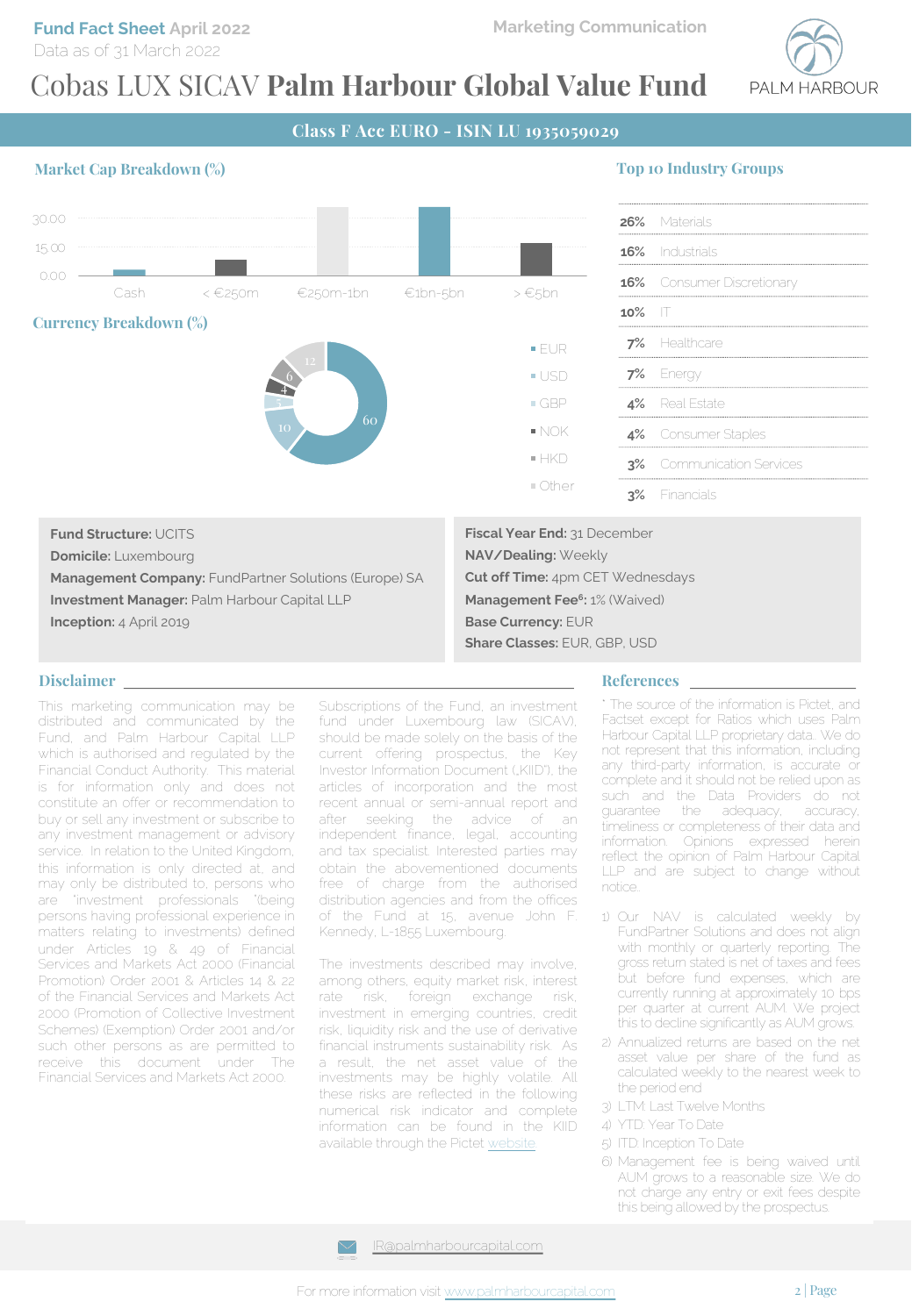Fund Fact Sheet April 2022
Data as of 31 March 2022

Marketing Communication

# Cobas LUX SICAV **Palm Harbour Global Value Fund**

PALM HARBOUR

## Class F Acc EURO - ISIN LU 1935059029

## Market Cap Breakdown (%)

30.00
15.00
0.00
Cash
< €250m
€250m-1bn
€1bn-5bn
> €5bn

## Currency Breakdown (%)

60
10
3
4
6
12

EUR
USD
GBP
NOK
HKD
Other

## Top 10 Industry Groups

| | |
|---|---|
| **26%** | Materials |
| **16%** | Industrials |
| **16%** | Consumer Discretionary |
| **10%** | IT |
| **7%** | Healthcare |
| **7%** | Energy |
| **4%** | Real Estate |
| **4%** | Consumer Staples |
| **3%** | Communication Services |
| **3%** | Financials |

**Fund Structure:** UCITS
**Domicile:** Luxembourg
**Management Company:** FundPartner Solutions (Europe) SA
**Investment Manager:** Palm Harbour Capital LLP
**Inception:** 4 April 2019

**Fiscal Year End:** 31 December
**NAV/Dealing:** Weekly
**Cut off Time:** 4pm CET Wednesdays
**Management Fee[6]:** 1% (Waived)
**Base Currency:** EUR
**Share Classes:** EUR, GBP, USD

## Disclaimer

This marketing communication may be distributed and communicated by the Fund, and Palm Harbour Capital LLP which is authorised and regulated by the Financial Conduct Authority. This material is for information only and does not constitute an offer or recommendation to buy or sell any investment or subscribe to any investment management or advisory service. In relation to the United Kingdom, this information is only directed at, and may only be distributed to, persons who are 'investment professionals '(being persons having professional experience in matters relating to investments) defined under Articles 19 & 49 of Financial Services and Markets Act 2000 (Financial Promotion) Order 2001 & Articles 14 & 22 of the Financial Services and Markets Act 2000 (Promotion of Collective Investment Schemes) (Exemption) Order 2001 and/or such other persons as are permitted to receive this document under The Financial Services and Markets Act 2000.

Subscriptions of the Fund, an investment fund under Luxembourg law (SICAV), should be made solely on the basis of the current offering prospectus, the Key Investor Information Document („KIID"), the articles of incorporation and the most recent annual or semi-annual report and after seeking the advice of an independent finance, legal, accounting and tax specialist. Interested parties may obtain the abovementioned documents free of charge from the authorised distribution agencies and from the offices of the Fund at 15, avenue John F. Kennedy, L-1855 Luxembourg.

The investments described may involve, among others, equity market risk, interest rate risk, foreign exchange risk, investment in emerging countries, credit risk, liquidity risk and the use of derivative financial instruments sustainability risk. As a result, the net asset value of the investments may be highly volatile. All these risks are reflected in the following numerical risk indicator and complete information can be found in the KIID available through the Pictet website

## References

* The source of the information is Pictet, and Factset except for Ratios which uses Palm Harbour Capital LLP proprietary data. We do not represent that this information, including any third-party information, is accurate or complete and it should not be relied upon as such and the Data Providers do not guarantee the adequacy, accuracy, timeliness or completeness of their data and information. Opinions expressed herein reflect the opinion of Palm Harbour Capital LLP and are subject to change without notice.

1) Our NAV is calculated weekly by FundPartner Solutions and does not align with monthly or quarterly reporting. The gross return stated is net of taxes and fees but before fund expenses, which are currently running at approximately 10 bps per quarter at current AUM. We project this to decline significantly as AUM grows.
2) Annualized returns are based on the net asset value per share of the fund as calculated weekly to the nearest week to the period end
3) LTM: Last Twelve Months
4) YTD: Year To Date
5) ITD: Inception To Date
6) Management fee is being waived until AUM grows to a reasonable size. We do not charge any entry or exit fees despite this being allowed by the prospectus.

IR@palmharbourcapital.com

For more information visit www.palmharbourcapital.com